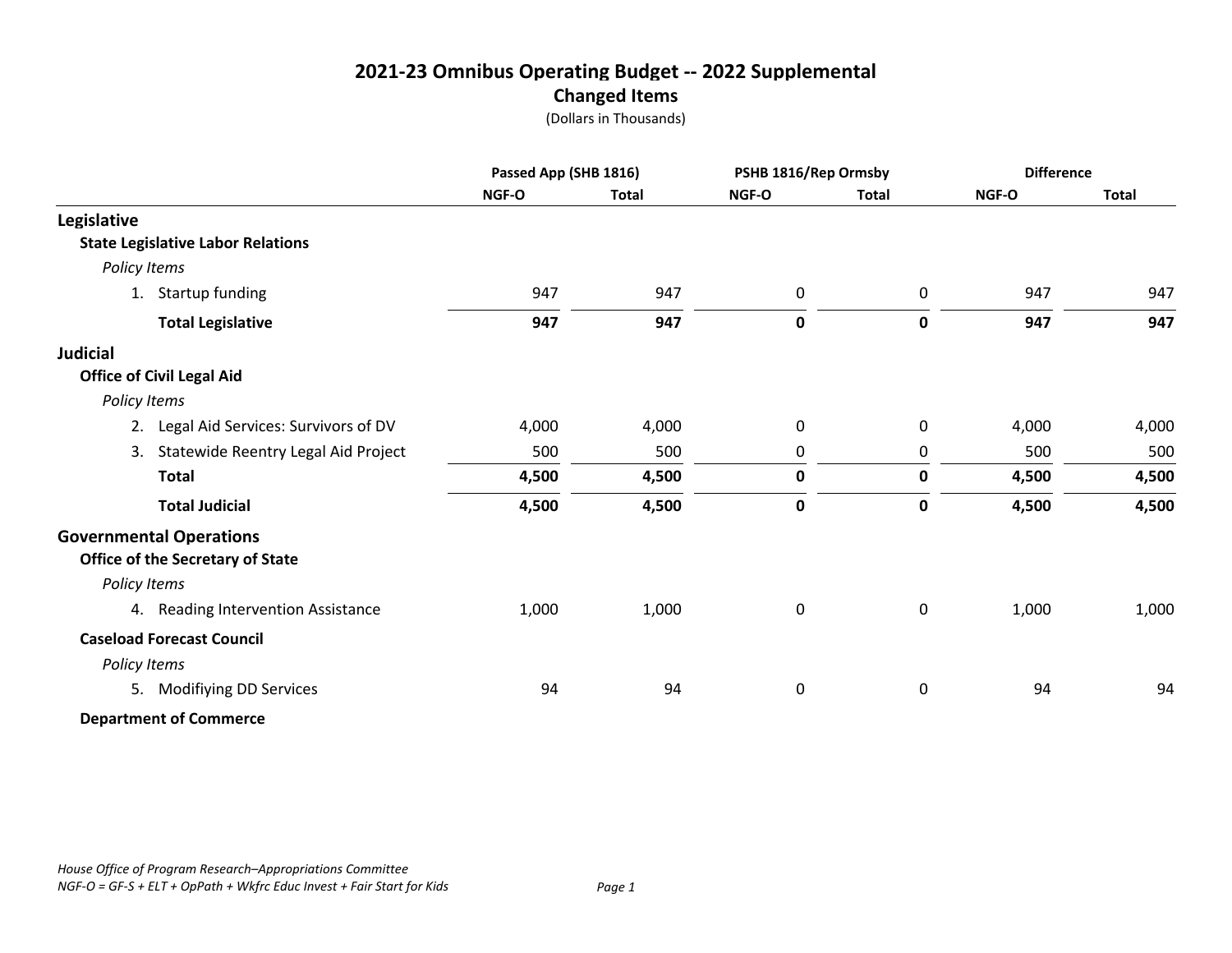# 2021-23 Omnibus Operating Budget -- 2022 Supplemental

## Changed Items

(Dollars in Thousands)

| | Passed App (SHB 1816) | | PSHB 1816/Rep Ormsby | | Difference | |
|---|---|---|---|---|---|---|
| | NGF-O | Total | NGF-O | Total | NGF-O | Total |
| **Legislative** | | | | | | |
| **State Legislative Labor Relations** | | | | | | |
| *Policy Items* | | | | | | |
| 1. Startup funding | 947 | 947 | 0 | 0 | 947 | 947 |
| **Total Legislative** | **947** | **947** | **0** | **0** | **947** | **947** |
| **Judicial** | | | | | | |
| **Office of Civil Legal Aid** | | | | | | |
| *Policy Items* | | | | | | |
| 2. Legal Aid Services: Survivors of DV | 4,000 | 4,000 | 0 | 0 | 4,000 | 4,000 |
| 3. Statewide Reentry Legal Aid Project | 500 | 500 | 0 | 0 | 500 | 500 |
| **Total** | **4,500** | **4,500** | **0** | **0** | **4,500** | **4,500** |
| **Total Judicial** | **4,500** | **4,500** | **0** | **0** | **4,500** | **4,500** |
| **Governmental Operations** | | | | | | |
| **Office of the Secretary of State** | | | | | | |
| *Policy Items* | | | | | | |
| 4. Reading Intervention Assistance | 1,000 | 1,000 | 0 | 0 | 1,000 | 1,000 |
| **Caseload Forecast Council** | | | | | | |
| *Policy Items* | | | | | | |
| 5. Modifiying DD Services | 94 | 94 | 0 | 0 | 94 | 94 |
| **Department of Commerce** | | | | | | |

*House Office of Program Research–Appropriations Committee*

*NGF-O = GF-S + ELT + OpPath + Wkfrc Educ Invest + Fair Start for Kids*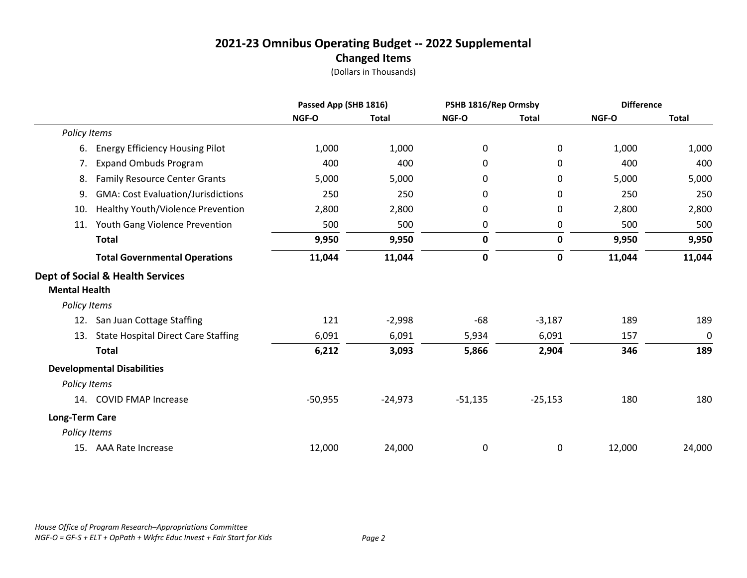# 2021-23 Omnibus Operating Budget -- 2022 Supplemental

## Changed Items

(Dollars in Thousands)

| | Passed App (SHB 1816) | | PSHB 1816/Rep Ormsby | | Difference | |
|---|---|---|---|---|---|---|
| | NGF-O | Total | NGF-O | Total | NGF-O | Total |
| *Policy Items* | | | | | | |
| 6. Energy Efficiency Housing Pilot | 1,000 | 1,000 | 0 | 0 | 1,000 | 1,000 |
| 7. Expand Ombuds Program | 400 | 400 | 0 | 0 | 400 | 400 |
| 8. Family Resource Center Grants | 5,000 | 5,000 | 0 | 0 | 5,000 | 5,000 |
| 9. GMA: Cost Evaluation/Jurisdictions | 250 | 250 | 0 | 0 | 250 | 250 |
| 10. Healthy Youth/Violence Prevention | 2,800 | 2,800 | 0 | 0 | 2,800 | 2,800 |
| 11. Youth Gang Violence Prevention | 500 | 500 | 0 | 0 | 500 | 500 |
| **Total** | **9,950** | **9,950** | **0** | **0** | **9,950** | **9,950** |
| **Total Governmental Operations** | **11,044** | **11,044** | **0** | **0** | **11,044** | **11,044** |
| **Dept of Social & Health Services** | | | | | | |
| **Mental Health** | | | | | | |
| *Policy Items* | | | | | | |
| 12. San Juan Cottage Staffing | 121 | -2,998 | -68 | -3,187 | 189 | 189 |
| 13. State Hospital Direct Care Staffing | 6,091 | 6,091 | 5,934 | 6,091 | 157 | 0 |
| **Total** | **6,212** | **3,093** | **5,866** | **2,904** | **346** | **189** |
| **Developmental Disabilities** | | | | | | |
| *Policy Items* | | | | | | |
| 14. COVID FMAP Increase | -50,955 | -24,973 | -51,135 | -25,153 | 180 | 180 |
| **Long-Term Care** | | | | | | |
| *Policy Items* | | | | | | |
| 15. AAA Rate Increase | 12,000 | 24,000 | 0 | 0 | 12,000 | 24,000 |

*House Office of Program Research–Appropriations Committee*
*NGF-O = GF-S + ELT + OpPath + Wkfrc Educ Invest + Fair Start for Kids*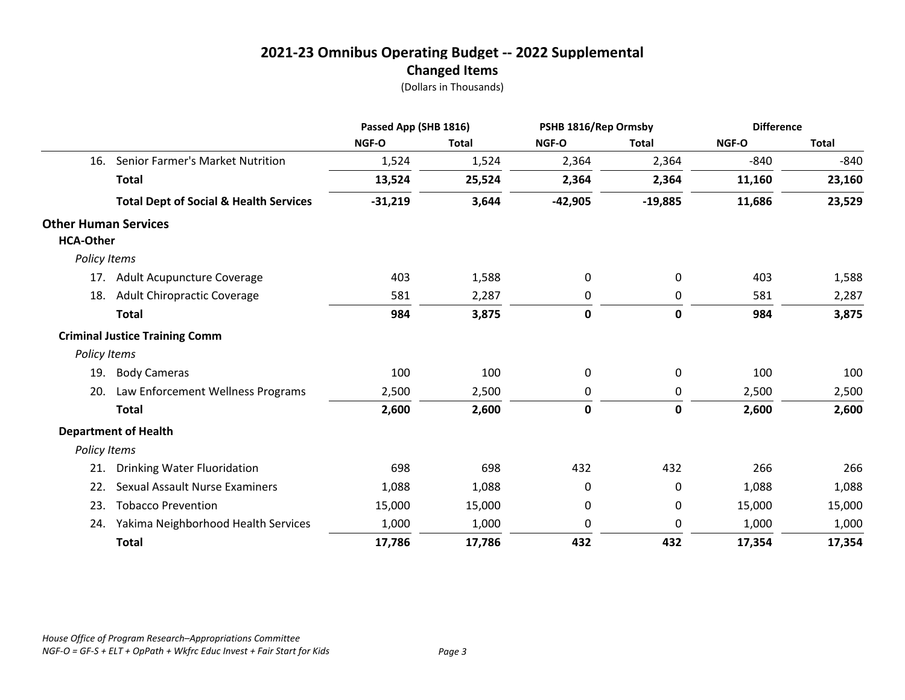# 2021-23 Omnibus Operating Budget -- 2022 Supplemental

## Changed Items

(Dollars in Thousands)

| | Passed App (SHB 1816) | | PSHB 1816/Rep Ormsby | | Difference | |
|---|---|---|---|---|---|---|
| | NGF-O | Total | NGF-O | Total | NGF-O | Total |
| 16. Senior Farmer's Market Nutrition | 1,524 | 1,524 | 2,364 | 2,364 | -840 | -840 |
| **Total** | **13,524** | **25,524** | **2,364** | **2,364** | **11,160** | **23,160** |
| **Total Dept of Social & Health Services** | **-31,219** | **3,644** | **-42,905** | **-19,885** | **11,686** | **23,529** |
| **Other Human Services** | | | | | | |
| **HCA-Other** | | | | | | |
| *Policy Items* | | | | | | |
| 17. Adult Acupuncture Coverage | 403 | 1,588 | 0 | 0 | 403 | 1,588 |
| 18. Adult Chiropractic Coverage | 581 | 2,287 | 0 | 0 | 581 | 2,287 |
| **Total** | **984** | **3,875** | **0** | **0** | **984** | **3,875** |
| **Criminal Justice Training Comm** | | | | | | |
| *Policy Items* | | | | | | |
| 19. Body Cameras | 100 | 100 | 0 | 0 | 100 | 100 |
| 20. Law Enforcement Wellness Programs | 2,500 | 2,500 | 0 | 0 | 2,500 | 2,500 |
| **Total** | **2,600** | **2,600** | **0** | **0** | **2,600** | **2,600** |
| **Department of Health** | | | | | | |
| *Policy Items* | | | | | | |
| 21. Drinking Water Fluoridation | 698 | 698 | 432 | 432 | 266 | 266 |
| 22. Sexual Assault Nurse Examiners | 1,088 | 1,088 | 0 | 0 | 1,088 | 1,088 |
| 23. Tobacco Prevention | 15,000 | 15,000 | 0 | 0 | 15,000 | 15,000 |
| 24. Yakima Neighborhood Health Services | 1,000 | 1,000 | 0 | 0 | 1,000 | 1,000 |
| **Total** | **17,786** | **17,786** | **432** | **432** | **17,354** | **17,354** |

*House Office of Program Research–Appropriations Committee*
*NGF-O = GF-S + ELT + OpPath + Wkfrc Educ Invest + Fair Start for Kids*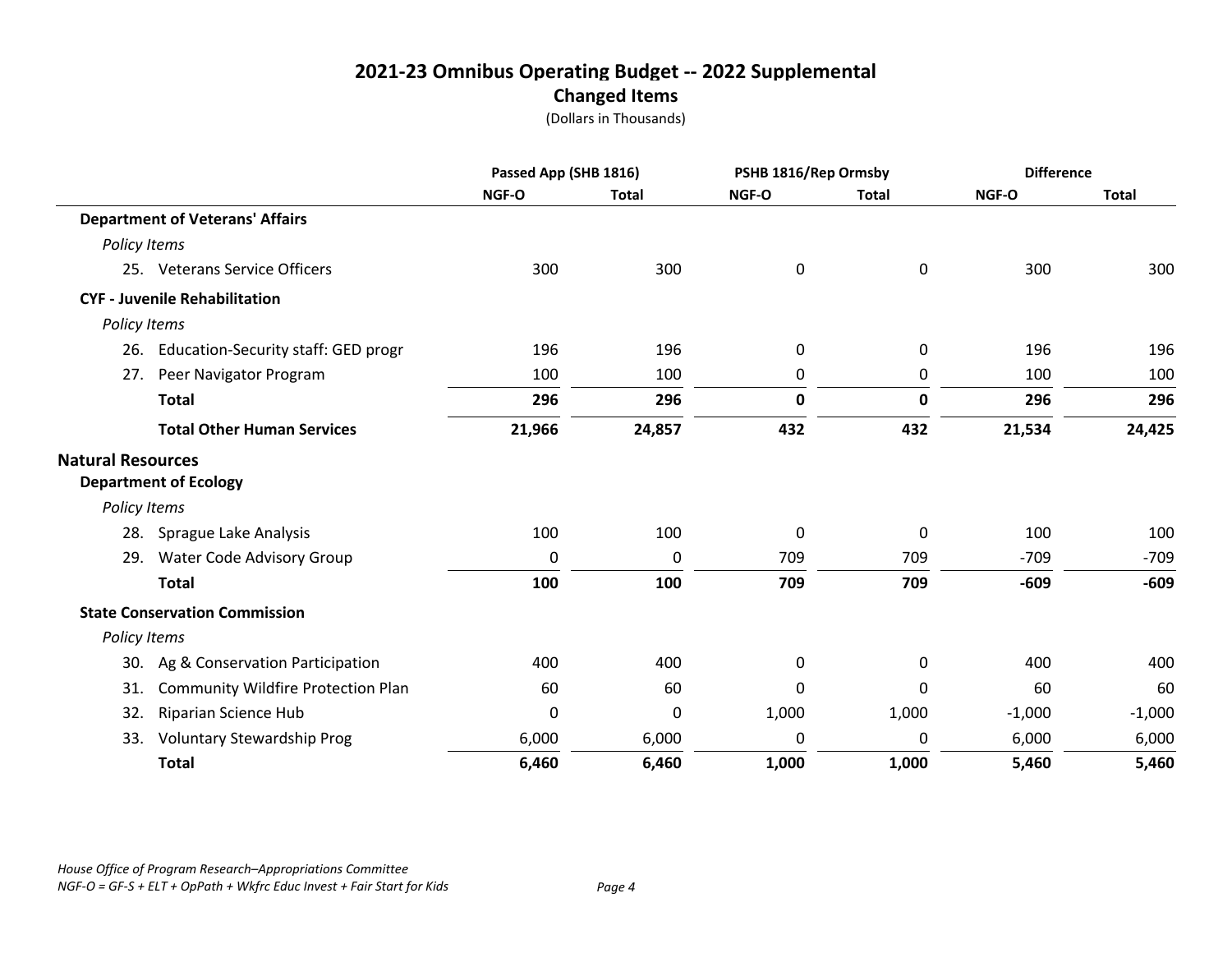# 2021-23 Omnibus Operating Budget -- 2022 Supplemental

## Changed Items

(Dollars in Thousands)

| | Passed App (SHB 1816) | | PSHB 1816/Rep Ormsby | | Difference | |
|---|---|---|---|---|---|---|
| | NGF-O | Total | NGF-O | Total | NGF-O | Total |
| **Department of Veterans' Affairs** | | | | | | |
| *Policy Items* | | | | | | |
| 25. Veterans Service Officers | 300 | 300 | 0 | 0 | 300 | 300 |
| **CYF - Juvenile Rehabilitation** | | | | | | |
| *Policy Items* | | | | | | |
| 26. Education-Security staff: GED progr | 196 | 196 | 0 | 0 | 196 | 196 |
| 27. Peer Navigator Program | 100 | 100 | 0 | 0 | 100 | 100 |
| **Total** | **296** | **296** | **0** | **0** | **296** | **296** |
| **Total Other Human Services** | **21,966** | **24,857** | **432** | **432** | **21,534** | **24,425** |
| **Natural Resources** | | | | | | |
| **Department of Ecology** | | | | | | |
| *Policy Items* | | | | | | |
| 28. Sprague Lake Analysis | 100 | 100 | 0 | 0 | 100 | 100 |
| 29. Water Code Advisory Group | 0 | 0 | 709 | 709 | -709 | -709 |
| **Total** | **100** | **100** | **709** | **709** | **-609** | **-609** |
| **State Conservation Commission** | | | | | | |
| *Policy Items* | | | | | | |
| 30. Ag & Conservation Participation | 400 | 400 | 0 | 0 | 400 | 400 |
| 31. Community Wildfire Protection Plan | 60 | 60 | 0 | 0 | 60 | 60 |
| 32. Riparian Science Hub | 0 | 0 | 1,000 | 1,000 | -1,000 | -1,000 |
| 33. Voluntary Stewardship Prog | 6,000 | 6,000 | 0 | 0 | 6,000 | 6,000 |
| **Total** | **6,460** | **6,460** | **1,000** | **1,000** | **5,460** | **5,460** |

*House Office of Program Research–Appropriations Committee*
*NGF-O = GF-S + ELT + OpPath + Wkfrc Educ Invest + Fair Start for Kids*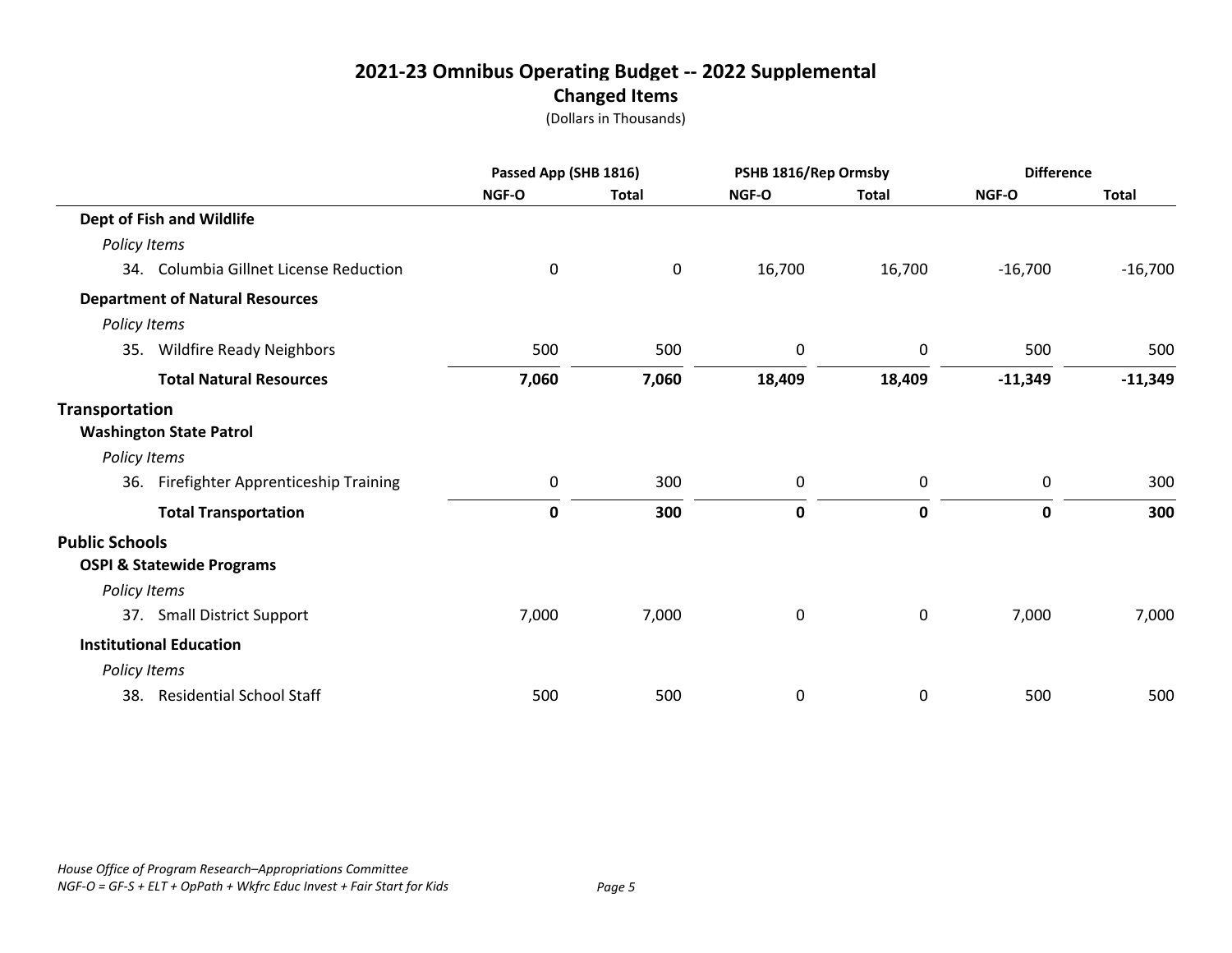# 2021-23 Omnibus Operating Budget -- 2022 Supplemental

## Changed Items

(Dollars in Thousands)

| | Passed App (SHB 1816) | | PSHB 1816/Rep Ormsby | | Difference | |
|---|---|---|---|---|---|---|
| | NGF-O | Total | NGF-O | Total | NGF-O | Total |
| **Dept of Fish and Wildlife** | | | | | | |
| *Policy Items* | | | | | | |
| 34. Columbia Gillnet License Reduction | 0 | 0 | 16,700 | 16,700 | -16,700 | -16,700 |
| **Department of Natural Resources** | | | | | | |
| *Policy Items* | | | | | | |
| 35. Wildfire Ready Neighbors | 500 | 500 | 0 | 0 | 500 | 500 |
| **Total Natural Resources** | **7,060** | **7,060** | **18,409** | **18,409** | **-11,349** | **-11,349** |
| **Transportation** | | | | | | |
| **Washington State Patrol** | | | | | | |
| *Policy Items* | | | | | | |
| 36. Firefighter Apprenticeship Training | 0 | 300 | 0 | 0 | 0 | 300 |
| **Total Transportation** | **0** | **300** | **0** | **0** | **0** | **300** |
| **Public Schools** | | | | | | |
| **OSPI & Statewide Programs** | | | | | | |
| *Policy Items* | | | | | | |
| 37. Small District Support | 7,000 | 7,000 | 0 | 0 | 7,000 | 7,000 |
| **Institutional Education** | | | | | | |
| *Policy Items* | | | | | | |
| 38. Residential School Staff | 500 | 500 | 0 | 0 | 500 | 500 |

*House Office of Program Research–Appropriations Committee*
*NGF-O = GF-S + ELT + OpPath + Wkfrc Educ Invest + Fair Start for Kids*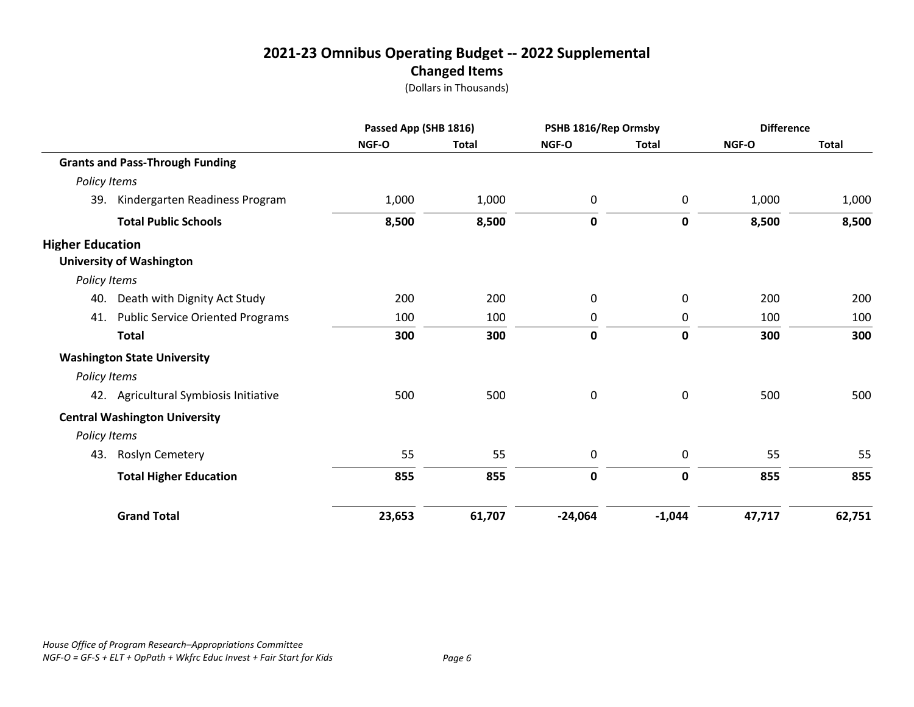# 2021-23 Omnibus Operating Budget -- 2022 Supplemental

**Changed Items**

(Dollars in Thousands)

| | Passed App (SHB 1816) | | PSHB 1816/Rep Ormsby | | Difference | |
|---|---|---|---|---|---|---|
| | NGF-O | Total | NGF-O | Total | NGF-O | Total |
| **Grants and Pass-Through Funding** | | | | | | |
| *Policy Items* | | | | | | |
| 39. Kindergarten Readiness Program | 1,000 | 1,000 | 0 | 0 | 1,000 | 1,000 |
| **Total Public Schools** | **8,500** | **8,500** | **0** | **0** | **8,500** | **8,500** |
| **Higher Education** | | | | | | |
| **University of Washington** | | | | | | |
| *Policy Items* | | | | | | |
| 40. Death with Dignity Act Study | 200 | 200 | 0 | 0 | 200 | 200 |
| 41. Public Service Oriented Programs | 100 | 100 | 0 | 0 | 100 | 100 |
| **Total** | **300** | **300** | **0** | **0** | **300** | **300** |
| **Washington State University** | | | | | | |
| *Policy Items* | | | | | | |
| 42. Agricultural Symbiosis Initiative | 500 | 500 | 0 | 0 | 500 | 500 |
| **Central Washington University** | | | | | | |
| *Policy Items* | | | | | | |
| 43. Roslyn Cemetery | 55 | 55 | 0 | 0 | 55 | 55 |
| **Total Higher Education** | **855** | **855** | **0** | **0** | **855** | **855** |
| **Grand Total** | **23,653** | **61,707** | **-24,064** | **-1,044** | **47,717** | **62,751** |

*House Office of Program Research–Appropriations Committee*

*NGF-O = GF-S + ELT + OpPath + Wkfrc Educ Invest + Fair Start for Kids*